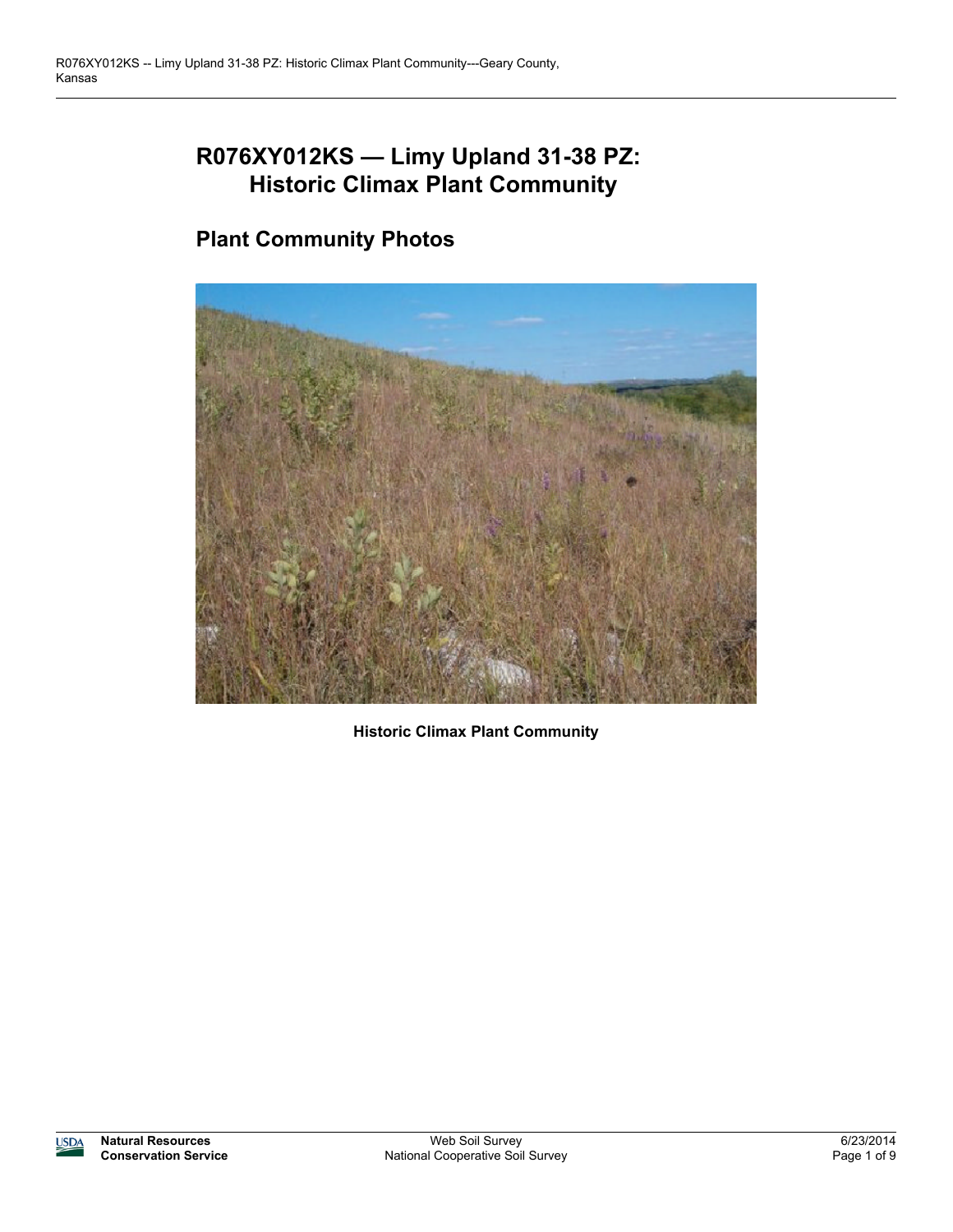# R076XY012KS — Limy Upland 31-38 PZ: Historic Climax Plant Community

## Plant Community Photos

Historic Climax Plant Community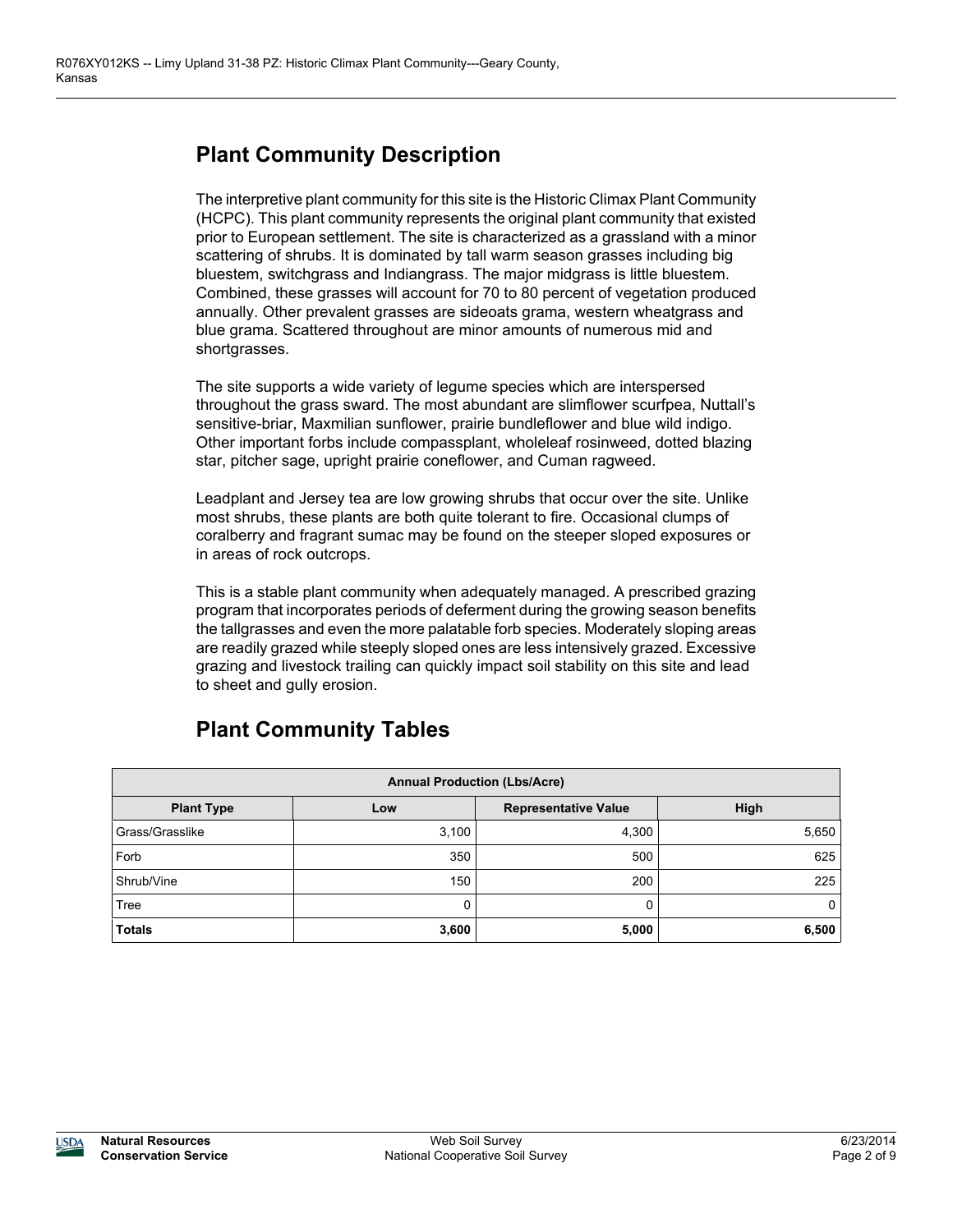## Plant Community Description

The interpretive plant community for this site is the Historic Climax Plant Community (HCPC). This plant community represents the original plant community that existed prior to European settlement. The site is characterized as a grassland with a minor scattering of shrubs. It is dominated by tall warm season grasses including big bluestem, switchgrass and Indiangrass. The major midgrass is little bluestem. Combined, these grasses will account for 70 to 80 percent of vegetation produced annually. Other prevalent grasses are sideoats grama, western wheatgrass and blue grama. Scattered throughout are minor amounts of numerous mid and shortgrasses.

The site supports a wide variety of legume species which are interspersed throughout the grass sward. The most abundant are slimflower scurfpea, Nuttall's sensitive-briar, Maxmilian sunflower, prairie bundleflower and blue wild indigo. Other important forbs include compassplant, wholeleaf rosinweed, dotted blazing star, pitcher sage, upright prairie coneflower, and Cuman ragweed.

Leadplant and Jersey tea are low growing shrubs that occur over the site. Unlike most shrubs, these plants are both quite tolerant to fire. Occasional clumps of coralberry and fragrant sumac may be found on the steeper sloped exposures or in areas of rock outcrops.

This is a stable plant community when adequately managed. A prescribed grazing program that incorporates periods of deferment during the growing season benefits the tallgrasses and even the more palatable forb species. Moderately sloping areas are readily grazed while steeply sloped ones are less intensively grazed. Excessive grazing and livestock trailing can quickly impact soil stability on this site and lead to sheet and gully erosion.

## Plant Community Tables

| Annual Production (Lbs/Acre) | | | |
|---|---|---|---|
| **Plant Type** | **Low** | **Representative Value** | **High** |
| Grass/Grasslike | 3,100 | 4,300 | 5,650 |
| Forb | 350 | 500 | 625 |
| Shrub/Vine | 150 | 200 | 225 |
| Tree | 0 | 0 | 0 |
| **Totals** | **3,600** | **5,000** | **6,500** |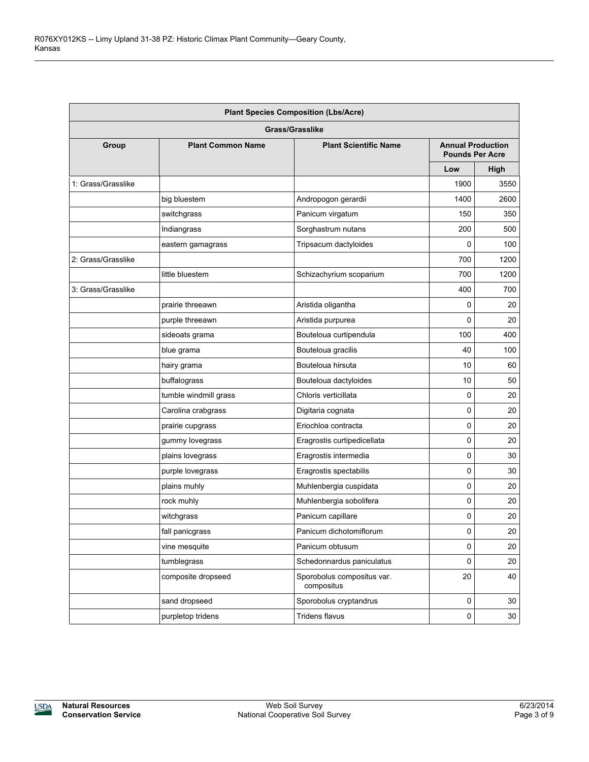| Plant Species Composition (Lbs/Acre) | | | | |
|---|---|---|---|---|
| **Grass/Grasslike** | | | | |
| **Group** | **Plant Common Name** | **Plant Scientific Name** | **Annual Production Pounds Per Acre** | |
| | | | **Low** | **High** |
| 1: Grass/Grasslike | | | 1900 | 3550 |
| | big bluestem | Andropogon gerardii | 1400 | 2600 |
| | switchgrass | Panicum virgatum | 150 | 350 |
| | Indiangrass | Sorghastrum nutans | 200 | 500 |
| | eastern gamagrass | Tripsacum dactyloides | 0 | 100 |
| 2: Grass/Grasslike | | | 700 | 1200 |
| | little bluestem | Schizachyrium scoparium | 700 | 1200 |
| 3: Grass/Grasslike | | | 400 | 700 |
| | prairie threeawn | Aristida oligantha | 0 | 20 |
| | purple threeawn | Aristida purpurea | 0 | 20 |
| | sideoats grama | Bouteloua curtipendula | 100 | 400 |
| | blue grama | Bouteloua gracilis | 40 | 100 |
| | hairy grama | Bouteloua hirsuta | 10 | 60 |
| | buffalograss | Bouteloua dactyloides | 10 | 50 |
| | tumble windmill grass | Chloris verticillata | 0 | 20 |
| | Carolina crabgrass | Digitaria cognata | 0 | 20 |
| | prairie cupgrass | Eriochloa contracta | 0 | 20 |
| | gummy lovegrass | Eragrostis curtipedicellata | 0 | 20 |
| | plains lovegrass | Eragrostis intermedia | 0 | 30 |
| | purple lovegrass | Eragrostis spectabilis | 0 | 30 |
| | plains muhly | Muhlenbergia cuspidata | 0 | 20 |
| | rock muhly | Muhlenbergia sobolifera | 0 | 20 |
| | witchgrass | Panicum capillare | 0 | 20 |
| | fall panicgrass | Panicum dichotomiflorum | 0 | 20 |
| | vine mesquite | Panicum obtusum | 0 | 20 |
| | tumblegrass | Schedonnardus paniculatus | 0 | 20 |
| | composite dropseed | Sporobolus compositus var. compositus | 20 | 40 |
| | sand dropseed | Sporobolus cryptandrus | 0 | 30 |
| | purpletop tridens | Tridens flavus | 0 | 30 |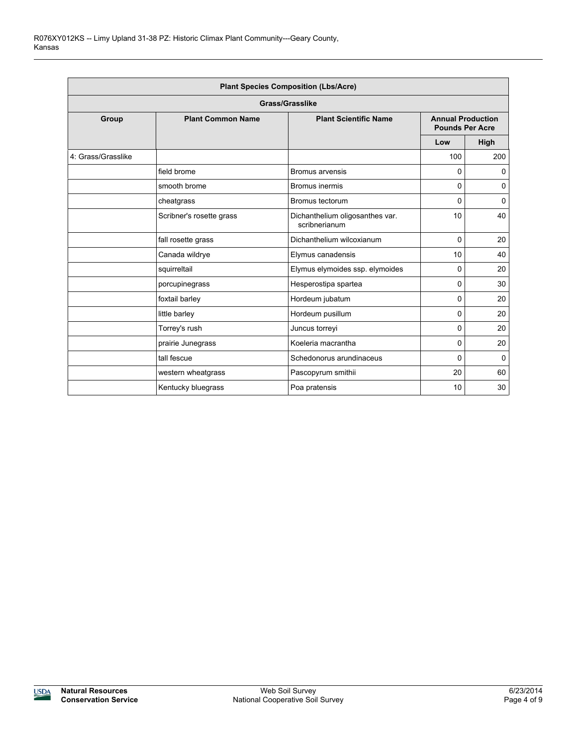| Plant Species Composition (Lbs/Acre) | | | | |
|---|---|---|---|---|
| **Grass/Grasslike** | | | | |
| **Group** | **Plant Common Name** | **Plant Scientific Name** | **Annual Production Pounds Per Acre** | |
| | | | **Low** | **High** |
| 4: Grass/Grasslike | | | 100 | 200 |
| | field brome | Bromus arvensis | 0 | 0 |
| | smooth brome | Bromus inermis | 0 | 0 |
| | cheatgrass | Bromus tectorum | 0 | 0 |
| | Scribner's rosette grass | Dichanthelium oligosanthes var. scribnerianum | 10 | 40 |
| | fall rosette grass | Dichanthelium wilcoxianum | 0 | 20 |
| | Canada wildrye | Elymus canadensis | 10 | 40 |
| | squirreltail | Elymus elymoides ssp. elymoides | 0 | 20 |
| | porcupinegrass | Hesperostipa spartea | 0 | 30 |
| | foxtail barley | Hordeum jubatum | 0 | 20 |
| | little barley | Hordeum pusillum | 0 | 20 |
| | Torrey's rush | Juncus torreyi | 0 | 20 |
| | prairie Junegrass | Koeleria macrantha | 0 | 20 |
| | tall fescue | Schedonorus arundinaceus | 0 | 0 |
| | western wheatgrass | Pascopyrum smithii | 20 | 60 |
| | Kentucky bluegrass | Poa pratensis | 10 | 30 |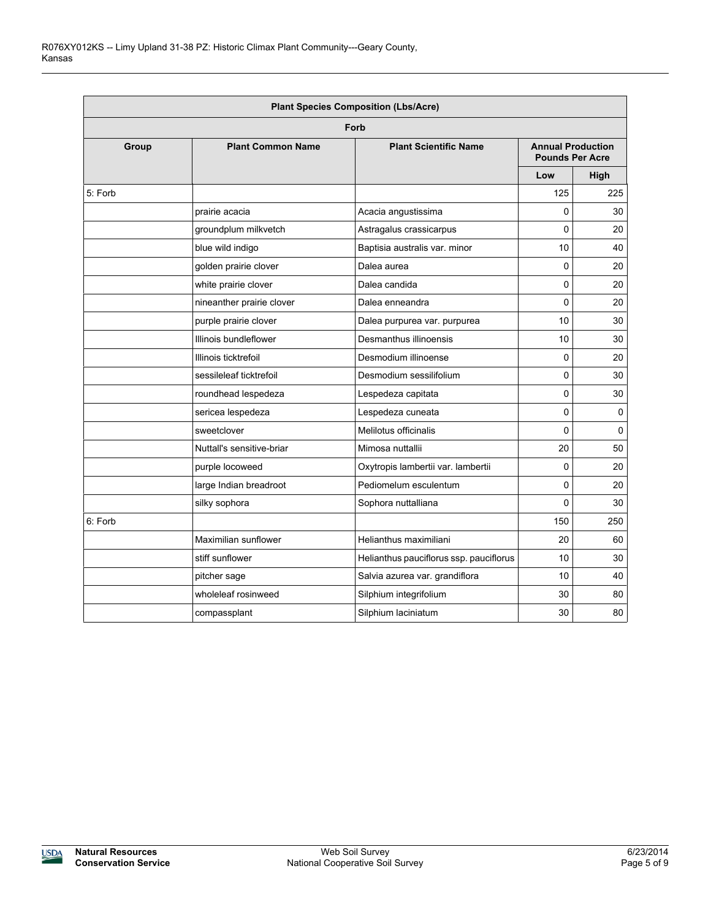| Plant Species Composition (Lbs/Acre) | | | | |
|---|---|---|---|---|
| Forb | | | | |
| Group | Plant Common Name | Plant Scientific Name | Annual Production Pounds Per Acre | |
| | | | Low | High |
| 5: Forb | | | 125 | 225 |
| | prairie acacia | Acacia angustissima | 0 | 30 |
| | groundplum milkvetch | Astragalus crassicarpus | 0 | 20 |
| | blue wild indigo | Baptisia australis var. minor | 10 | 40 |
| | golden prairie clover | Dalea aurea | 0 | 20 |
| | white prairie clover | Dalea candida | 0 | 20 |
| | nineanther prairie clover | Dalea enneandra | 0 | 20 |
| | purple prairie clover | Dalea purpurea var. purpurea | 10 | 30 |
| | Illinois bundleflower | Desmanthus illinoensis | 10 | 30 |
| | Illinois ticktrefoil | Desmodium illinoense | 0 | 20 |
| | sessileleaf ticktrefoil | Desmodium sessilifolium | 0 | 30 |
| | roundhead lespedeza | Lespedeza capitata | 0 | 30 |
| | sericea lespedeza | Lespedeza cuneata | 0 | 0 |
| | sweetclover | Melilotus officinalis | 0 | 0 |
| | Nuttall's sensitive-briar | Mimosa nuttallii | 20 | 50 |
| | purple locoweed | Oxytropis lambertii var. lambertii | 0 | 20 |
| | large Indian breadroot | Pediomelum esculentum | 0 | 20 |
| | silky sophora | Sophora nuttalliana | 0 | 30 |
| 6: Forb | | | 150 | 250 |
| | Maximilian sunflower | Helianthus maximiliani | 20 | 60 |
| | stiff sunflower | Helianthus pauciflorus ssp. pauciflorus | 10 | 30 |
| | pitcher sage | Salvia azurea var. grandiflora | 10 | 40 |
| | wholeleaf rosinweed | Silphium integrifolium | 30 | 80 |
| | compassplant | Silphium laciniatum | 30 | 80 |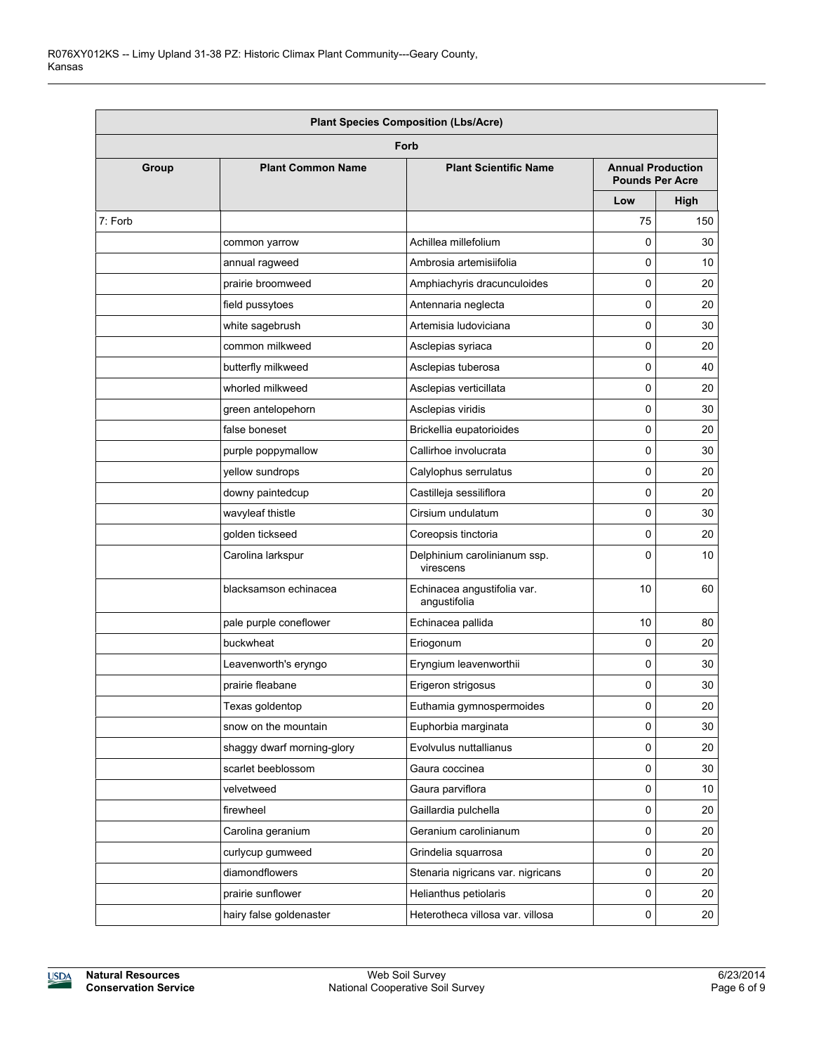| Plant Species Composition (Lbs/Acre) | | | | |
|---|---|---|---|---|
| Forb | | | | |
| Group | Plant Common Name | Plant Scientific Name | Annual Production Pounds Per Acre | |
| | | | Low | High |
| 7: Forb | | | 75 | 150 |
| | common yarrow | Achillea millefolium | 0 | 30 |
| | annual ragweed | Ambrosia artemisiifolia | 0 | 10 |
| | prairie broomweed | Amphiachyris dracunculoides | 0 | 20 |
| | field pussytoes | Antennaria neglecta | 0 | 20 |
| | white sagebrush | Artemisia ludoviciana | 0 | 30 |
| | common milkweed | Asclepias syriaca | 0 | 20 |
| | butterfly milkweed | Asclepias tuberosa | 0 | 40 |
| | whorled milkweed | Asclepias verticillata | 0 | 20 |
| | green antelopehorn | Asclepias viridis | 0 | 30 |
| | false boneset | Brickellia eupatorioides | 0 | 20 |
| | purple poppymallow | Callirhoe involucrata | 0 | 30 |
| | yellow sundrops | Calylophus serrulatus | 0 | 20 |
| | downy paintedcup | Castilleja sessiliflora | 0 | 20 |
| | wavyleaf thistle | Cirsium undulatum | 0 | 30 |
| | golden tickseed | Coreopsis tinctoria | 0 | 20 |
| | Carolina larkspur | Delphinium carolinianum ssp. virescens | 0 | 10 |
| | blacksamson echinacea | Echinacea angustifolia var. angustifolia | 10 | 60 |
| | pale purple coneflower | Echinacea pallida | 10 | 80 |
| | buckwheat | Eriogonum | 0 | 20 |
| | Leavenworth's eryngo | Eryngium leavenworthii | 0 | 30 |
| | prairie fleabane | Erigeron strigosus | 0 | 30 |
| | Texas goldentop | Euthamia gymnospermoides | 0 | 20 |
| | snow on the mountain | Euphorbia marginata | 0 | 30 |
| | shaggy dwarf morning-glory | Evolvulus nuttallianus | 0 | 20 |
| | scarlet beeblossom | Gaura coccinea | 0 | 30 |
| | velvetweed | Gaura parviflora | 0 | 10 |
| | firewheel | Gaillardia pulchella | 0 | 20 |
| | Carolina geranium | Geranium carolinianum | 0 | 20 |
| | curlycup gumweed | Grindelia squarrosa | 0 | 20 |
| | diamondflowers | Stenaria nigricans var. nigricans | 0 | 20 |
| | prairie sunflower | Helianthus petiolaris | 0 | 20 |
| | hairy false goldenaster | Heterotheca villosa var. villosa | 0 | 20 |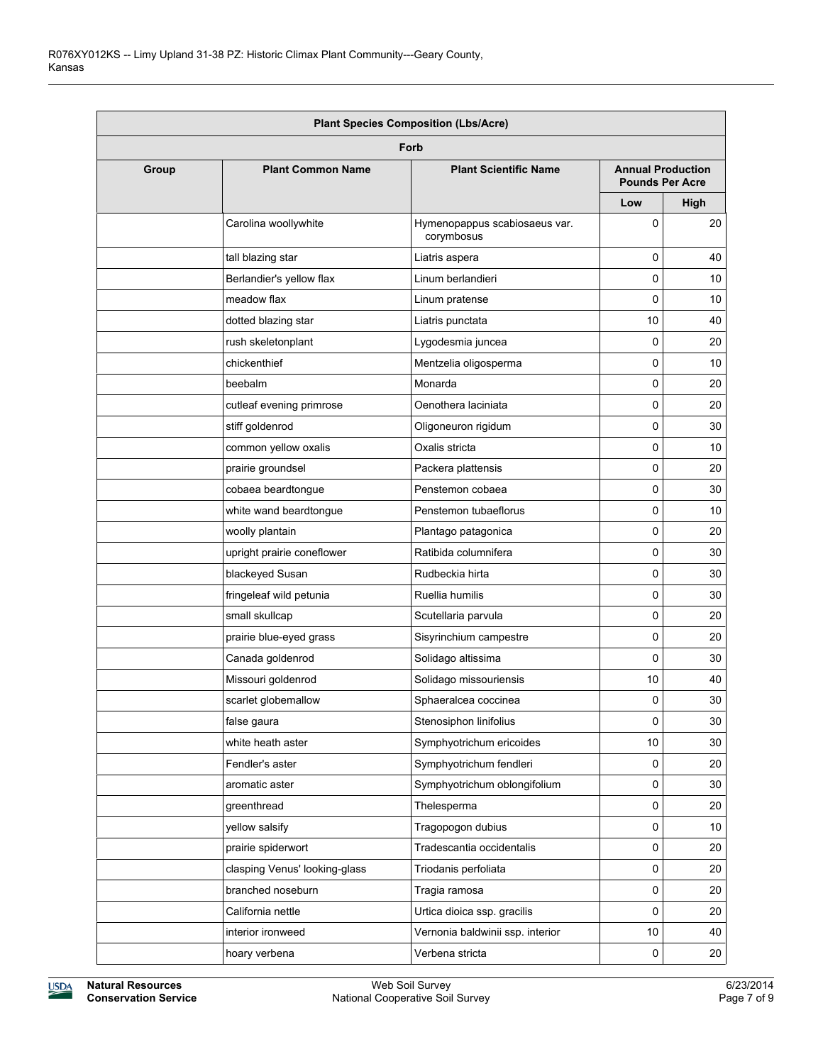| Plant Species Composition (Lbs/Acre) | | | | |
|---|---|---|---|---|
| Forb | | | | |
| Group | Plant Common Name | Plant Scientific Name | Annual Production Pounds Per Acre | |
| | | | Low | High |
| | Carolina woollywhite | Hymenopappus scabiosaeus var. corymbosus | 0 | 20 |
| | tall blazing star | Liatris aspera | 0 | 40 |
| | Berlandier's yellow flax | Linum berlandieri | 0 | 10 |
| | meadow flax | Linum pratense | 0 | 10 |
| | dotted blazing star | Liatris punctata | 10 | 40 |
| | rush skeletonplant | Lygodesmia juncea | 0 | 20 |
| | chickenthief | Mentzelia oligosperma | 0 | 10 |
| | beebalm | Monarda | 0 | 20 |
| | cutleaf evening primrose | Oenothera laciniata | 0 | 20 |
| | stiff goldenrod | Oligoneuron rigidum | 0 | 30 |
| | common yellow oxalis | Oxalis stricta | 0 | 10 |
| | prairie groundsel | Packera plattensis | 0 | 20 |
| | cobaea beardtongue | Penstemon cobaea | 0 | 30 |
| | white wand beardtongue | Penstemon tubaeflorus | 0 | 10 |
| | woolly plantain | Plantago patagonica | 0 | 20 |
| | upright prairie coneflower | Ratibida columnifera | 0 | 30 |
| | blackeyed Susan | Rudbeckia hirta | 0 | 30 |
| | fringeleaf wild petunia | Ruellia humilis | 0 | 30 |
| | small skullcap | Scutellaria parvula | 0 | 20 |
| | prairie blue-eyed grass | Sisyrinchium campestre | 0 | 20 |
| | Canada goldenrod | Solidago altissima | 0 | 30 |
| | Missouri goldenrod | Solidago missouriensis | 10 | 40 |
| | scarlet globemallow | Sphaeralcea coccinea | 0 | 30 |
| | false gaura | Stenosiphon linifolius | 0 | 30 |
| | white heath aster | Symphyotrichum ericoides | 10 | 30 |
| | Fendler's aster | Symphyotrichum fendleri | 0 | 20 |
| | aromatic aster | Symphyotrichum oblongifolium | 0 | 30 |
| | greenthread | Thelesperma | 0 | 20 |
| | yellow salsify | Tragopogon dubius | 0 | 10 |
| | prairie spiderwort | Tradescantia occidentalis | 0 | 20 |
| | clasping Venus' looking-glass | Triodanis perfoliata | 0 | 20 |
| | branched noseburn | Tragia ramosa | 0 | 20 |
| | California nettle | Urtica dioica ssp. gracilis | 0 | 20 |
| | interior ironweed | Vernonia baldwinii ssp. interior | 10 | 40 |
| | hoary verbena | Verbena stricta | 0 | 20 |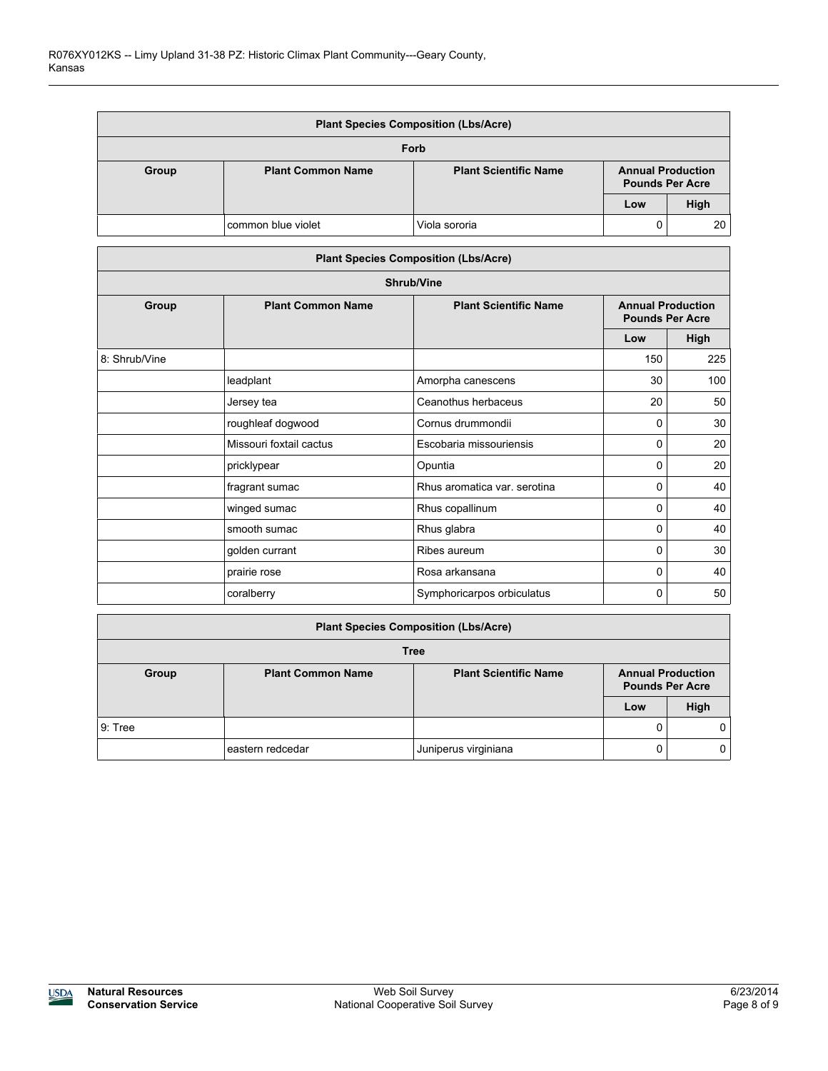| Plant Species Composition (Lbs/Acre) | | | | |
|---|---|---|---|---|
| Forb | | | | |
| Group | Plant Common Name | Plant Scientific Name | Annual Production Pounds Per Acre | |
| | | | Low | High |
| | common blue violet | Viola sororia | 0 | 20 |

| Plant Species Composition (Lbs/Acre) | | | | |
|---|---|---|---|---|
| Shrub/Vine | | | | |
| Group | Plant Common Name | Plant Scientific Name | Annual Production Pounds Per Acre | |
| | | | Low | High |
| 8: Shrub/Vine | | | 150 | 225 |
| | leadplant | Amorpha canescens | 30 | 100 |
| | Jersey tea | Ceanothus herbaceus | 20 | 50 |
| | roughleaf dogwood | Cornus drummondii | 0 | 30 |
| | Missouri foxtail cactus | Escobaria missouriensis | 0 | 20 |
| | pricklypear | Opuntia | 0 | 20 |
| | fragrant sumac | Rhus aromatica var. serotina | 0 | 40 |
| | winged sumac | Rhus copallinum | 0 | 40 |
| | smooth sumac | Rhus glabra | 0 | 40 |
| | golden currant | Ribes aureum | 0 | 30 |
| | prairie rose | Rosa arkansana | 0 | 40 |
| | coralberry | Symphoricarpos orbiculatus | 0 | 50 |

| Plant Species Composition (Lbs/Acre) | | | | |
|---|---|---|---|---|
| Tree | | | | |
| Group | Plant Common Name | Plant Scientific Name | Annual Production Pounds Per Acre | |
| | | | Low | High |
| 9: Tree | | | 0 | 0 |
| | eastern redcedar | Juniperus virginiana | 0 | 0 |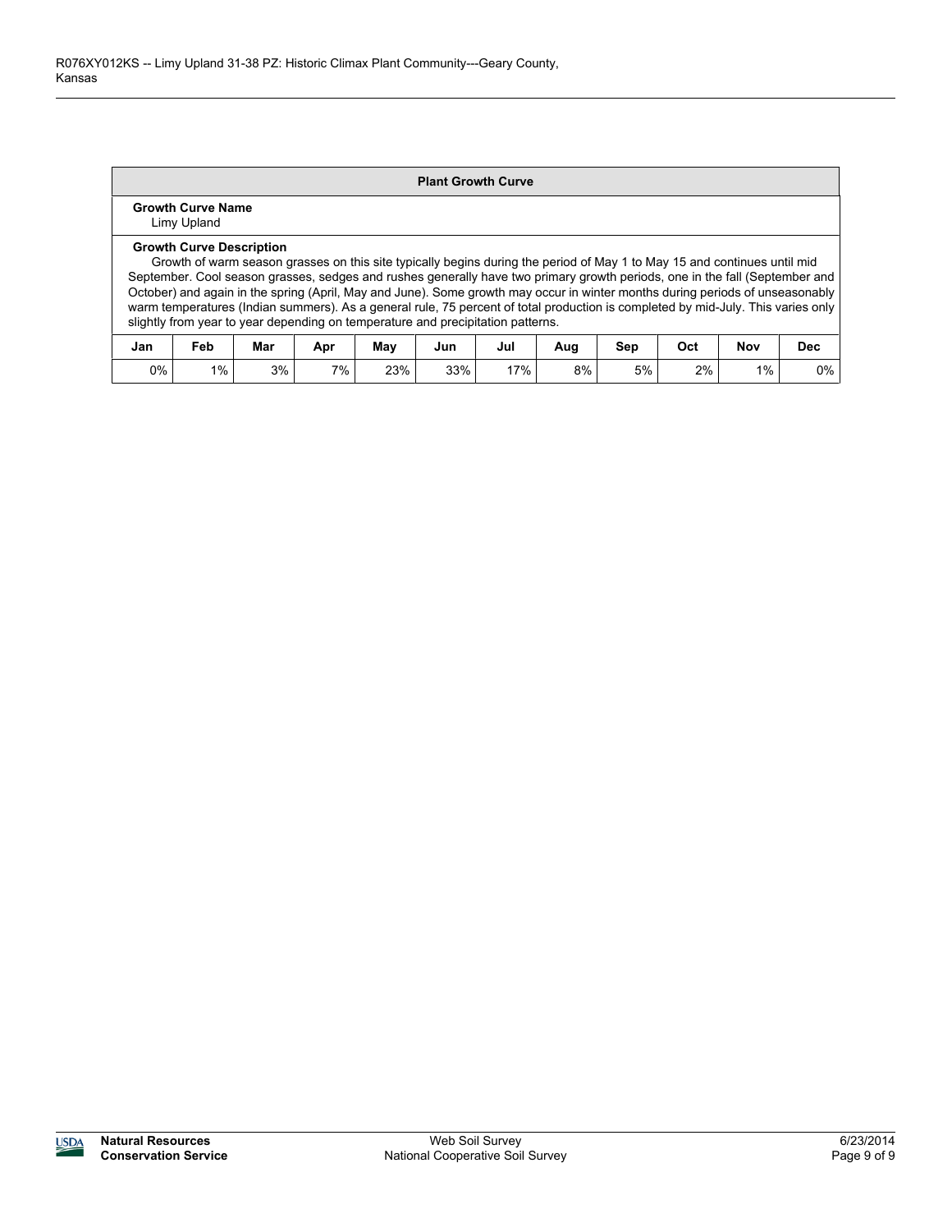## Plant Growth Curve

**Growth Curve Name**
Limy Upland

**Growth Curve Description**
Growth of warm season grasses on this site typically begins during the period of May 1 to May 15 and continues until mid September. Cool season grasses, sedges and rushes generally have two primary growth periods, one in the fall (September and October) and again in the spring (April, May and June). Some growth may occur in winter months during periods of unseasonably warm temperatures (Indian summers). As a general rule, 75 percent of total production is completed by mid-July. This varies only slightly from year to year depending on temperature and precipitation patterns.

| Jan | Feb | Mar | Apr | May | Jun | Jul | Aug | Sep | Oct | Nov | Dec |
|---|---|---|---|---|---|---|---|---|---|---|---|
| 0% | 1% | 3% | 7% | 23% | 33% | 17% | 8% | 5% | 2% | 1% | 0% |